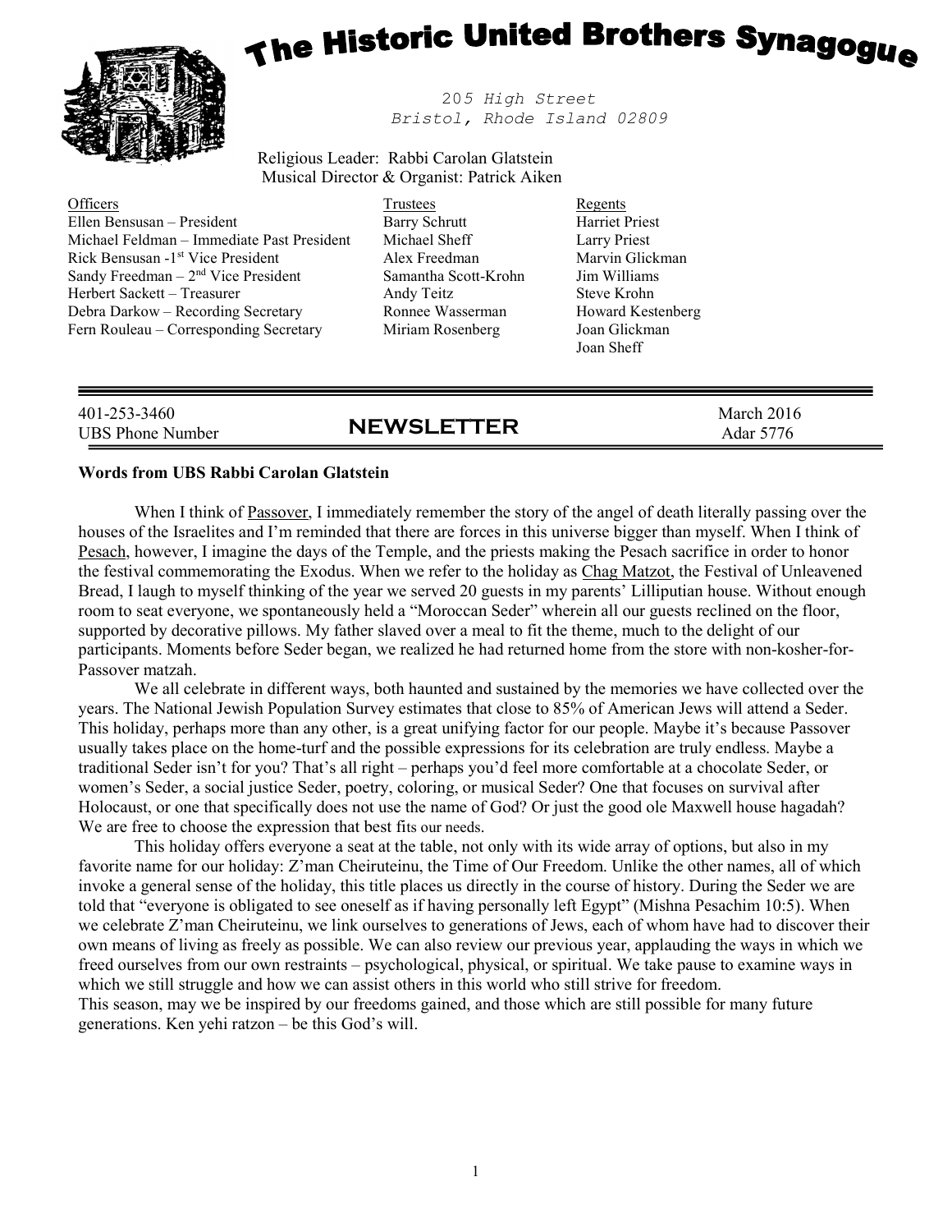# The Historic United Brothers Synagogue

*205 High Street*
*Bristol, Rhode Island 02809*

Religious Leader: Rabbi Carolan Glatstein
Musical Director & Organist: Patrick Aiken

| Officers | Trustees | Regents |
|---|---|---|
| Ellen Bensusan – President | Barry Schrutt | Harriet Priest |
| Michael Feldman – Immediate Past President | Michael Sheff | Larry Priest |
| Rick Bensusan -1st Vice President | Alex Freedman | Marvin Glickman |
| Sandy Freedman – 2nd Vice President | Samantha Scott-Krohn | Jim Williams |
| Herbert Sackett – Treasurer | Andy Teitz | Steve Krohn |
| Debra Darkow – Recording Secretary | Ronnee Wasserman | Howard Kestenberg |
| Fern Rouleau – Corresponding Secretary | Miriam Rosenberg | Joan Glickman |
| | | Joan Sheff |

401-253-3460
UBS Phone Number

## NEWSLETTER

March 2016
Adar 5776

**Words from UBS Rabbi Carolan Glatstein**

When I think of Passover, I immediately remember the story of the angel of death literally passing over the houses of the Israelites and I'm reminded that there are forces in this universe bigger than myself. When I think of Pesach, however, I imagine the days of the Temple, and the priests making the Pesach sacrifice in order to honor the festival commemorating the Exodus. When we refer to the holiday as Chag Matzot, the Festival of Unleavened Bread, I laugh to myself thinking of the year we served 20 guests in my parents' Lilliputian house. Without enough room to seat everyone, we spontaneously held a "Moroccan Seder" wherein all our guests reclined on the floor, supported by decorative pillows. My father slaved over a meal to fit the theme, much to the delight of our participants. Moments before Seder began, we realized he had returned home from the store with non-kosher-for-Passover matzah.

We all celebrate in different ways, both haunted and sustained by the memories we have collected over the years. The National Jewish Population Survey estimates that close to 85% of American Jews will attend a Seder. This holiday, perhaps more than any other, is a great unifying factor for our people. Maybe it's because Passover usually takes place on the home-turf and the possible expressions for its celebration are truly endless. Maybe a traditional Seder isn't for you? That's all right – perhaps you'd feel more comfortable at a chocolate Seder, or women's Seder, a social justice Seder, poetry, coloring, or musical Seder? One that focuses on survival after Holocaust, or one that specifically does not use the name of God? Or just the good ole Maxwell house hagadah? We are free to choose the expression that best fits our needs.

This holiday offers everyone a seat at the table, not only with its wide array of options, but also in my favorite name for our holiday: Z'man Cheiruteinu, the Time of Our Freedom. Unlike the other names, all of which invoke a general sense of the holiday, this title places us directly in the course of history. During the Seder we are told that "everyone is obligated to see oneself as if having personally left Egypt" (Mishna Pesachim 10:5). When we celebrate Z'man Cheiruteinu, we link ourselves to generations of Jews, each of whom have had to discover their own means of living as freely as possible. We can also review our previous year, applauding the ways in which we freed ourselves from our own restraints – psychological, physical, or spiritual. We take pause to examine ways in which we still struggle and how we can assist others in this world who still strive for freedom.

This season, may we be inspired by our freedoms gained, and those which are still possible for many future generations. Ken yehi ratzon – be this God's will.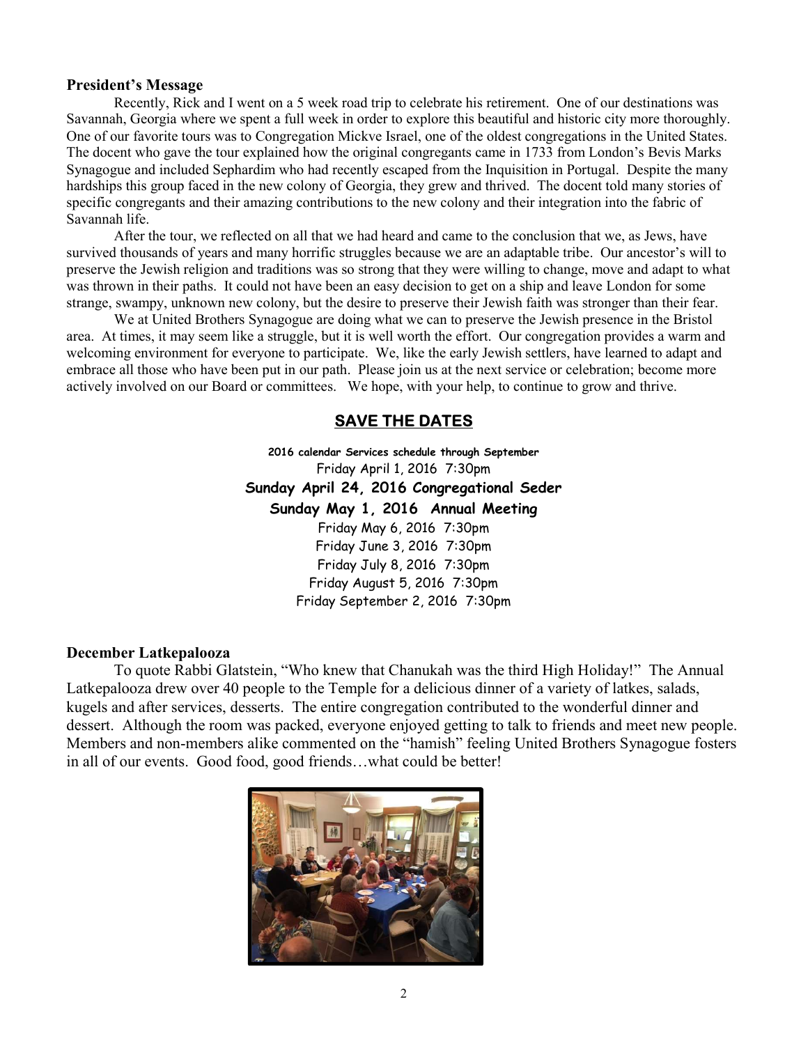## President's Message

Recently, Rick and I went on a 5 week road trip to celebrate his retirement. One of our destinations was Savannah, Georgia where we spent a full week in order to explore this beautiful and historic city more thoroughly. One of our favorite tours was to Congregation Mickve Israel, one of the oldest congregations in the United States. The docent who gave the tour explained how the original congregants came in 1733 from London's Bevis Marks Synagogue and included Sephardim who had recently escaped from the Inquisition in Portugal. Despite the many hardships this group faced in the new colony of Georgia, they grew and thrived. The docent told many stories of specific congregants and their amazing contributions to the new colony and their integration into the fabric of Savannah life.

After the tour, we reflected on all that we had heard and came to the conclusion that we, as Jews, have survived thousands of years and many horrific struggles because we are an adaptable tribe. Our ancestor's will to preserve the Jewish religion and traditions was so strong that they were willing to change, move and adapt to what was thrown in their paths. It could not have been an easy decision to get on a ship and leave London for some strange, swampy, unknown new colony, but the desire to preserve their Jewish faith was stronger than their fear.

We at United Brothers Synagogue are doing what we can to preserve the Jewish presence in the Bristol area. At times, it may seem like a struggle, but it is well worth the effort. Our congregation provides a warm and welcoming environment for everyone to participate. We, like the early Jewish settlers, have learned to adapt and embrace all those who have been put in our path. Please join us at the next service or celebration; become more actively involved on our Board or committees. We hope, with your help, to continue to grow and thrive.

## SAVE THE DATES

**2016 calendar Services schedule through September**

Friday April 1, 2016 7:30pm

**Sunday April 24, 2016 Congregational Seder**

**Sunday May 1, 2016 Annual Meeting**

Friday May 6, 2016 7:30pm

Friday June 3, 2016 7:30pm

Friday July 8, 2016 7:30pm

Friday August 5, 2016 7:30pm

Friday September 2, 2016 7:30pm

## December Latkepalooza

To quote Rabbi Glatstein, "Who knew that Chanukah was the third High Holiday!" The Annual Latkepalooza drew over 40 people to the Temple for a delicious dinner of a variety of latkes, salads, kugels and after services, desserts. The entire congregation contributed to the wonderful dinner and dessert. Although the room was packed, everyone enjoyed getting to talk to friends and meet new people. Members and non-members alike commented on the "hamish" feeling United Brothers Synagogue fosters in all of our events. Good food, good friends…what could be better!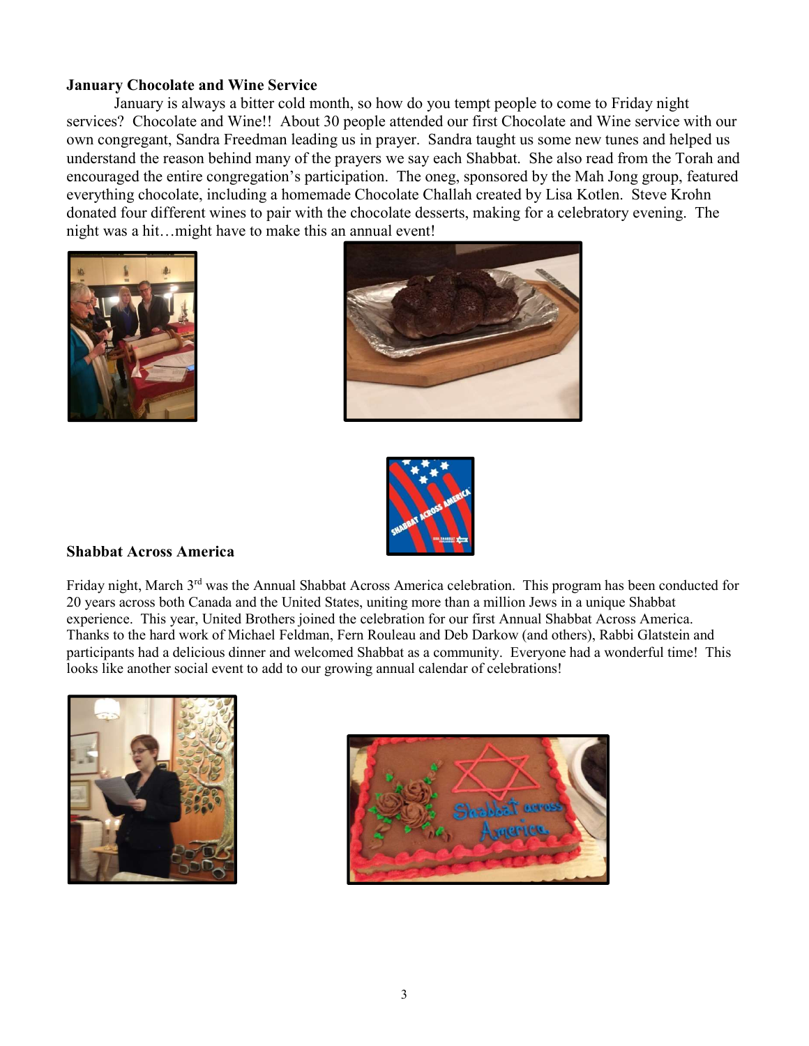**January Chocolate and Wine Service**

January is always a bitter cold month, so how do you tempt people to come to Friday night services? Chocolate and Wine!! About 30 people attended our first Chocolate and Wine service with our own congregant, Sandra Freedman leading us in prayer. Sandra taught us some new tunes and helped us understand the reason behind many of the prayers we say each Shabbat. She also read from the Torah and encouraged the entire congregation's participation. The oneg, sponsored by the Mah Jong group, featured everything chocolate, including a homemade Chocolate Challah created by Lisa Kotlen. Steve Krohn donated four different wines to pair with the chocolate desserts, making for a celebratory evening. The night was a hit…might have to make this an annual event!

**Shabbat Across America**

Friday night, March 3rd was the Annual Shabbat Across America celebration. This program has been conducted for 20 years across both Canada and the United States, uniting more than a million Jews in a unique Shabbat experience. This year, United Brothers joined the celebration for our first Annual Shabbat Across America. Thanks to the hard work of Michael Feldman, Fern Rouleau and Deb Darkow (and others), Rabbi Glatstein and participants had a delicious dinner and welcomed Shabbat as a community. Everyone had a wonderful time! This looks like another social event to add to our growing annual calendar of celebrations!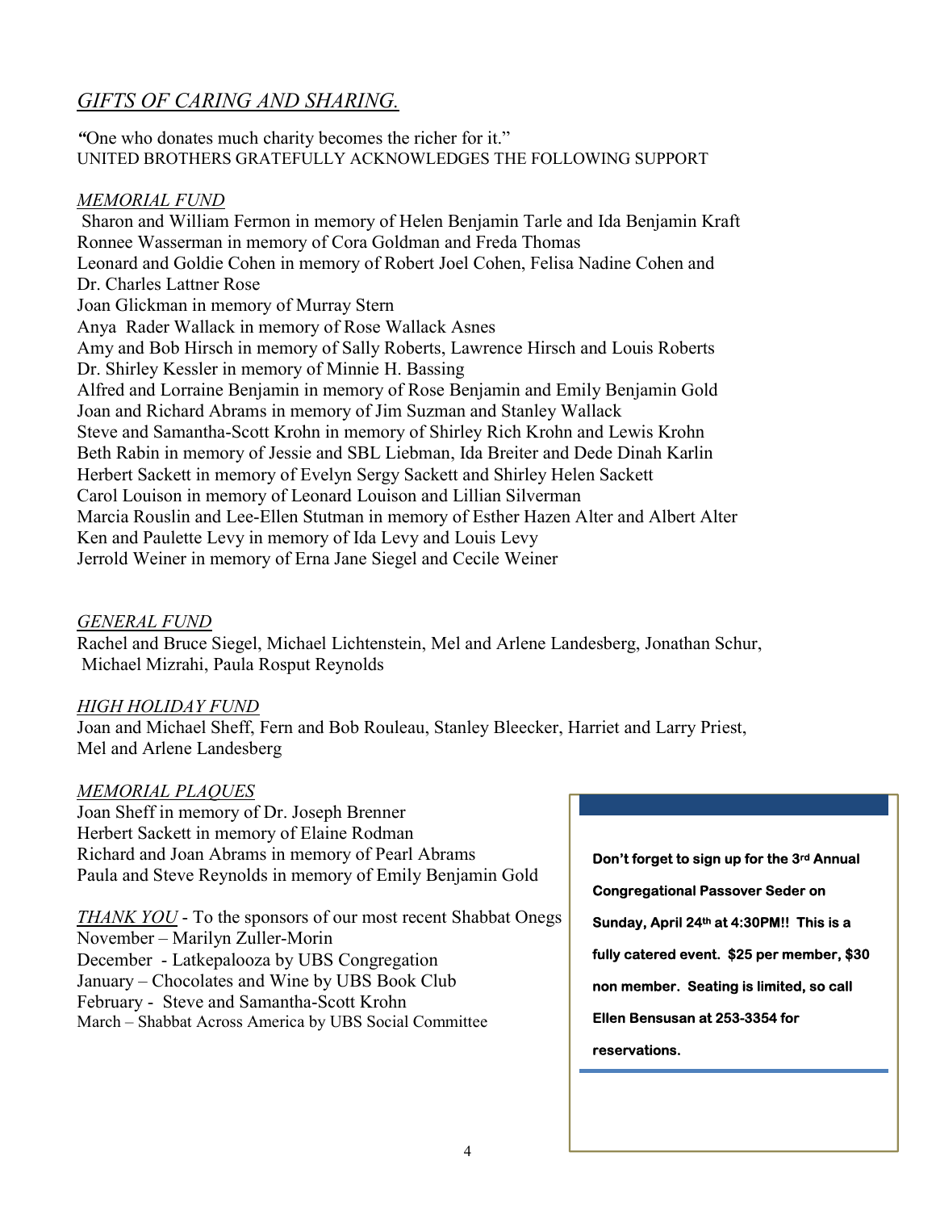## *GIFTS OF CARING AND SHARING.*

*"*One who donates much charity becomes the richer for it."
UNITED BROTHERS GRATEFULLY ACKNOWLEDGES THE FOLLOWING SUPPORT

### *MEMORIAL FUND*

Sharon and William Fermon in memory of Helen Benjamin Tarle and Ida Benjamin Kraft
Ronnee Wasserman in memory of Cora Goldman and Freda Thomas
Leonard and Goldie Cohen in memory of Robert Joel Cohen, Felisa Nadine Cohen and Dr. Charles Lattner Rose
Joan Glickman in memory of Murray Stern
Anya Rader Wallack in memory of Rose Wallack Asnes
Amy and Bob Hirsch in memory of Sally Roberts, Lawrence Hirsch and Louis Roberts
Dr. Shirley Kessler in memory of Minnie H. Bassing
Alfred and Lorraine Benjamin in memory of Rose Benjamin and Emily Benjamin Gold
Joan and Richard Abrams in memory of Jim Suzman and Stanley Wallack
Steve and Samantha-Scott Krohn in memory of Shirley Rich Krohn and Lewis Krohn
Beth Rabin in memory of Jessie and SBL Liebman, Ida Breiter and Dede Dinah Karlin
Herbert Sackett in memory of Evelyn Sergy Sackett and Shirley Helen Sackett
Carol Louison in memory of Leonard Louison and Lillian Silverman
Marcia Rouslin and Lee-Ellen Stutman in memory of Esther Hazen Alter and Albert Alter
Ken and Paulette Levy in memory of Ida Levy and Louis Levy
Jerrold Weiner in memory of Erna Jane Siegel and Cecile Weiner

### *GENERAL FUND*

Rachel and Bruce Siegel, Michael Lichtenstein, Mel and Arlene Landesberg, Jonathan Schur, Michael Mizrahi, Paula Rosput Reynolds

### *HIGH HOLIDAY FUND*

Joan and Michael Sheff, Fern and Bob Rouleau, Stanley Bleecker, Harriet and Larry Priest, Mel and Arlene Landesberg

### *MEMORIAL PLAQUES*

Joan Sheff in memory of Dr. Joseph Brenner
Herbert Sackett in memory of Elaine Rodman
Richard and Joan Abrams in memory of Pearl Abrams
Paula and Steve Reynolds in memory of Emily Benjamin Gold

*THANK YOU* - To the sponsors of our most recent Shabbat Onegs
November – Marilyn Zuller-Morin
December - Latkepalooza by UBS Congregation
January – Chocolates and Wine by UBS Book Club
February - Steve and Samantha-Scott Krohn
March – Shabbat Across America by UBS Social Committee

**Don't forget to sign up for the 3rd Annual Congregational Passover Seder on Sunday, April 24th at 4:30PM!! This is a fully catered event. $25 per member, $30 non member. Seating is limited, so call Ellen Bensusan at 253-3354 for reservations.**